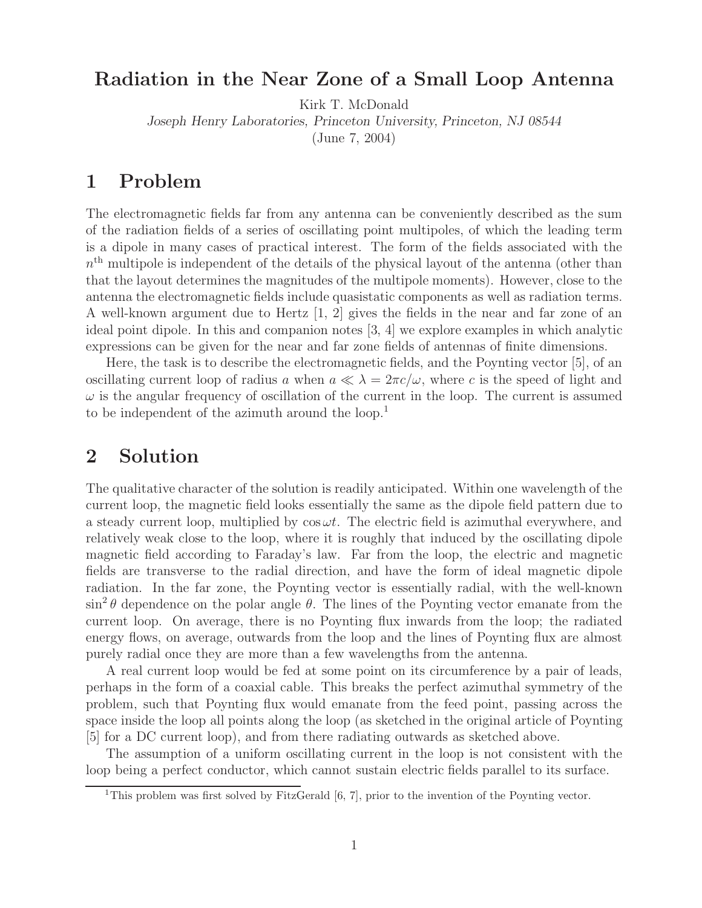# Radiation in the Near Zone of a Small Loop Antenna

Kirk T. McDonald

*Joseph Henry Laboratories, Princeton University, Princeton, NJ 08544*

(June 7, 2004)

## 1 Problem

The electromagnetic fields far from any antenna can be conveniently described as the sum of the radiation fields of a series of oscillating point multipoles, of which the leading term is a dipole in many cases of practical interest. The form of the fields associated with the $n^{\text{th}}$ multipole is independent of the details of the physical layout of the antenna (other than that the layout determines the magnitudes of the multipole moments). However, close to the antenna the electromagnetic fields include quasistatic components as well as radiation terms. A well-known argument due to Hertz [1, 2] gives the fields in the near and far zone of an ideal point dipole. In this and companion notes [3, 4] we explore examples in which analytic expressions can be given for the near and far zone fields of antennas of finite dimensions.

Here, the task is to describe the electromagnetic fields, and the Poynting vector [5], of an oscillating current loop of radius $a$ when $a \ll \lambda = 2\pi c/\omega$, where $c$ is the speed of light and $\omega$ is the angular frequency of oscillation of the current in the loop. The current is assumed to be independent of the azimuth around the loop.[1]

## 2 Solution

The qualitative character of the solution is readily anticipated. Within one wavelength of the current loop, the magnetic field looks essentially the same as the dipole field pattern due to a steady current loop, multiplied by $\cos \omega t$. The electric field is azimuthal everywhere, and relatively weak close to the loop, where it is roughly that induced by the oscillating dipole magnetic field according to Faraday's law. Far from the loop, the electric and magnetic fields are transverse to the radial direction, and have the form of ideal magnetic dipole radiation. In the far zone, the Poynting vector is essentially radial, with the well-known $\sin^2 \theta$ dependence on the polar angle $\theta$. The lines of the Poynting vector emanate from the current loop. On average, there is no Poynting flux inwards from the loop; the radiated energy flows, on average, outwards from the loop and the lines of Poynting flux are almost purely radial once they are more than a few wavelengths from the antenna.

A real current loop would be fed at some point on its circumference by a pair of leads, perhaps in the form of a coaxial cable. This breaks the perfect azimuthal symmetry of the problem, such that Poynting flux would emanate from the feed point, passing across the space inside the loop all points along the loop (as sketched in the original article of Poynting [5] for a DC current loop), and from there radiating outwards as sketched above.

The assumption of a uniform oscillating current in the loop is not consistent with the loop being a perfect conductor, which cannot sustain electric fields parallel to its surface.

[1] This problem was first solved by FitzGerald [6, 7], prior to the invention of the Poynting vector.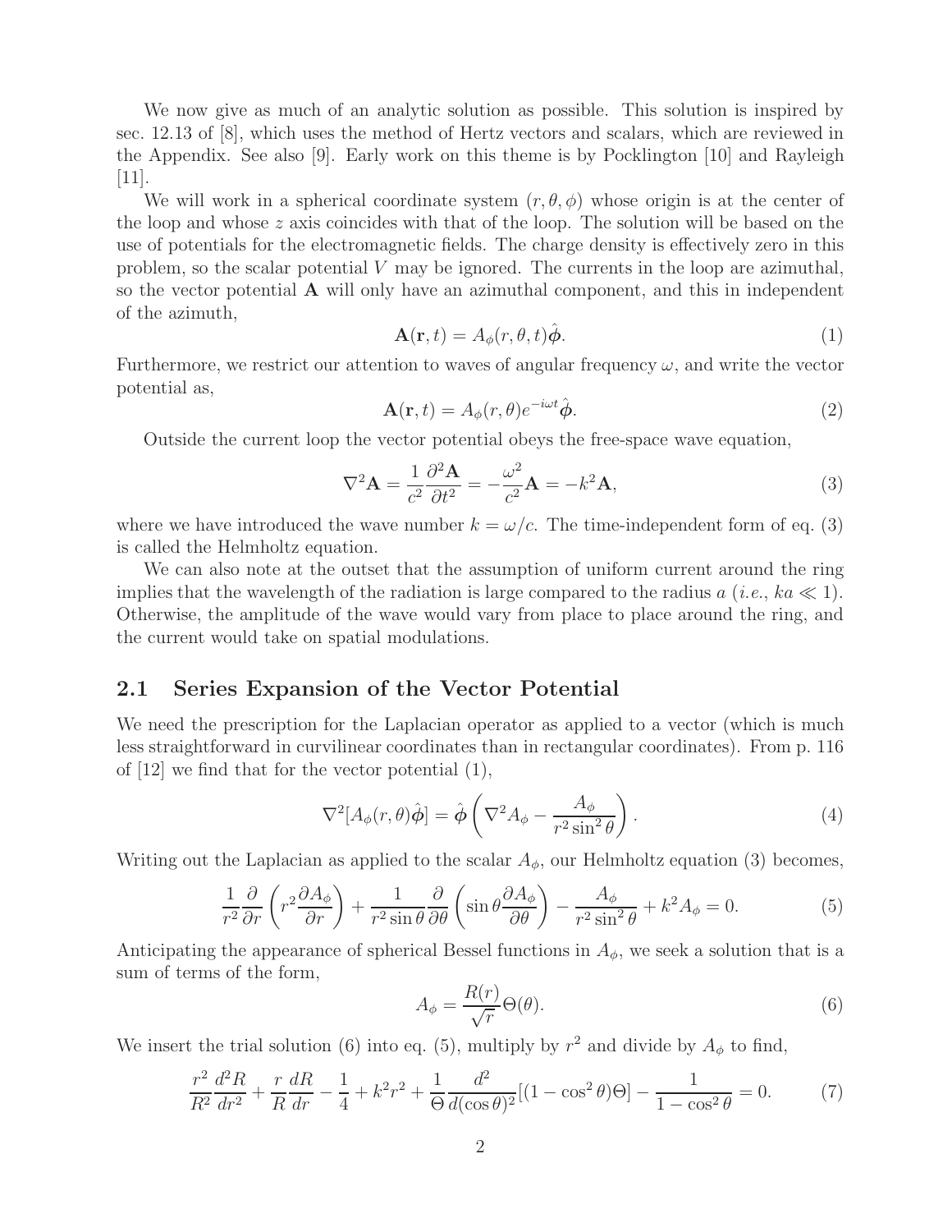We now give as much of an analytic solution as possible. This solution is inspired by sec. 12.13 of [8], which uses the method of Hertz vectors and scalars, which are reviewed in the Appendix. See also [9]. Early work on this theme is by Pocklington [10] and Rayleigh [11].

We will work in a spherical coordinate system $(r, \theta, \phi)$ whose origin is at the center of the loop and whose $z$ axis coincides with that of the loop. The solution will be based on the use of potentials for the electromagnetic fields. The charge density is effectively zero in this problem, so the scalar potential $V$ may be ignored. The currents in the loop are azimuthal, so the vector potential $\mathbf{A}$ will only have an azimuthal component, and this in independent of the azimuth,

$$\mathbf{A}(\mathbf{r}, t) = A_\phi(r, \theta, t)\hat{\boldsymbol{\phi}}. \tag{1}$$

Furthermore, we restrict our attention to waves of angular frequency $\omega$, and write the vector potential as,

$$\mathbf{A}(\mathbf{r}, t) = A_\phi(r, \theta)e^{-i\omega t}\hat{\boldsymbol{\phi}}. \tag{2}$$

Outside the current loop the vector potential obeys the free-space wave equation,

$$\nabla^2 \mathbf{A} = \frac{1}{c^2}\frac{\partial^2 \mathbf{A}}{\partial t^2} = -\frac{\omega^2}{c^2}\mathbf{A} = -k^2 \mathbf{A}, \tag{3}$$

where we have introduced the wave number $k = \omega/c$. The time-independent form of eq. (3) is called the Helmholtz equation.

We can also note at the outset that the assumption of uniform current around the ring implies that the wavelength of the radiation is large compared to the radius $a$ (*i.e.*, $ka \ll 1$). Otherwise, the amplitude of the wave would vary from place to place around the ring, and the current would take on spatial modulations.

## 2.1 Series Expansion of the Vector Potential

We need the prescription for the Laplacian operator as applied to a vector (which is much less straightforward in curvilinear coordinates than in rectangular coordinates). From p. 116 of [12] we find that for the vector potential (1),

$$\nabla^2[A_\phi(r, \theta)\hat{\boldsymbol{\phi}}] = \hat{\boldsymbol{\phi}}\left(\nabla^2 A_\phi - \frac{A_\phi}{r^2 \sin^2\theta}\right). \tag{4}$$

Writing out the Laplacian as applied to the scalar $A_\phi$, our Helmholtz equation (3) becomes,

$$\frac{1}{r^2}\frac{\partial}{\partial r}\left(r^2 \frac{\partial A_\phi}{\partial r}\right) + \frac{1}{r^2 \sin\theta}\frac{\partial}{\partial \theta}\left(\sin\theta \frac{\partial A_\phi}{\partial \theta}\right) - \frac{A_\phi}{r^2 \sin^2\theta} + k^2 A_\phi = 0. \tag{5}$$

Anticipating the appearance of spherical Bessel functions in $A_\phi$, we seek a solution that is a sum of terms of the form,

$$A_\phi = \frac{R(r)}{\sqrt{r}}\Theta(\theta). \tag{6}$$

We insert the trial solution (6) into eq. (5), multiply by $r^2$ and divide by $A_\phi$ to find,

$$\frac{r^2}{R^2}\frac{d^2 R}{dr^2} + \frac{r}{R}\frac{dR}{dr} - \frac{1}{4} + k^2 r^2 + \frac{1}{\Theta}\frac{d^2}{d(\cos\theta)^2}[(1 - \cos^2\theta)\Theta] - \frac{1}{1 - \cos^2\theta} = 0. \tag{7}$$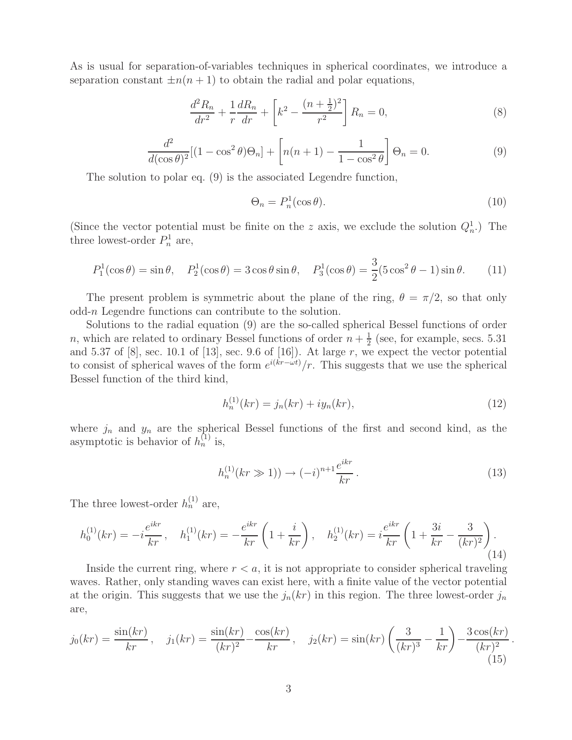As is usual for separation-of-variables techniques in spherical coordinates, we introduce a separation constant $\pm n(n+1)$ to obtain the radial and polar equations,

$$\frac{d^2 R_n}{dr^2} + \frac{1}{r}\frac{dR_n}{dr} + \left[k^2 - \frac{(n+\frac{1}{2})^2}{r^2}\right] R_n = 0, \tag{8}$$

$$\frac{d^2}{d(\cos\theta)^2}[(1-\cos^2\theta)\Theta_n] + \left[n(n+1) - \frac{1}{1-\cos^2\theta}\right]\Theta_n = 0. \tag{9}$$

The solution to polar eq. (9) is the associated Legendre function,

$$\Theta_n = P_n^1(\cos\theta). \tag{10}$$

(Since the vector potential must be finite on the $z$ axis, we exclude the solution $Q_n^1$.) The three lowest-order $P_n^1$ are,

$$P_1^1(\cos\theta) = \sin\theta, \quad P_2^1(\cos\theta) = 3\cos\theta\sin\theta, \quad P_3^1(\cos\theta) = \frac{3}{2}(5\cos^2\theta - 1)\sin\theta. \tag{11}$$

The present problem is symmetric about the plane of the ring, $\theta = \pi/2$, so that only odd-$n$ Legendre functions can contribute to the solution.

Solutions to the radial equation (9) are the so-called spherical Bessel functions of order $n$, which are related to ordinary Bessel functions of order $n + \frac{1}{2}$ (see, for example, secs. 5.31 and 5.37 of [8], sec. 10.1 of [13], sec. 9.6 of [16]). At large $r$, we expect the vector potential to consist of spherical waves of the form $e^{i(kr-\omega t)}/r$. This suggests that we use the spherical Bessel function of the third kind,

$$h_n^{(1)}(kr) = j_n(kr) + iy_n(kr), \tag{12}$$

where $j_n$ and $y_n$ are the spherical Bessel functions of the first and second kind, as the asymptotic is behavior of $h_n^{(1)}$ is,

$$h_n^{(1)}(kr \gg 1)) \to (-i)^{n+1}\frac{e^{ikr}}{kr}. \tag{13}$$

The three lowest-order $h_n^{(1)}$ are,

$$h_0^{(1)}(kr) = -i\frac{e^{ikr}}{kr}, \quad h_1^{(1)}(kr) = -\frac{e^{ikr}}{kr}\left(1 + \frac{i}{kr}\right), \quad h_2^{(1)}(kr) = i\frac{e^{ikr}}{kr}\left(1 + \frac{3i}{kr} - \frac{3}{(kr)^2}\right). \tag{14}$$

Inside the current ring, where $r < a$, it is not appropriate to consider spherical traveling waves. Rather, only standing waves can exist here, with a finite value of the vector potential at the origin. This suggests that we use the $j_n(kr)$ in this region. The three lowest-order $j_n$ are,

$$j_0(kr) = \frac{\sin(kr)}{kr}, \quad j_1(kr) = \frac{\sin(kr)}{(kr)^2} - \frac{\cos(kr)}{kr}, \quad j_2(kr) = \sin(kr)\left(\frac{3}{(kr)^3} - \frac{1}{kr}\right) - \frac{3\cos(kr)}{(kr)^2}. \tag{15}$$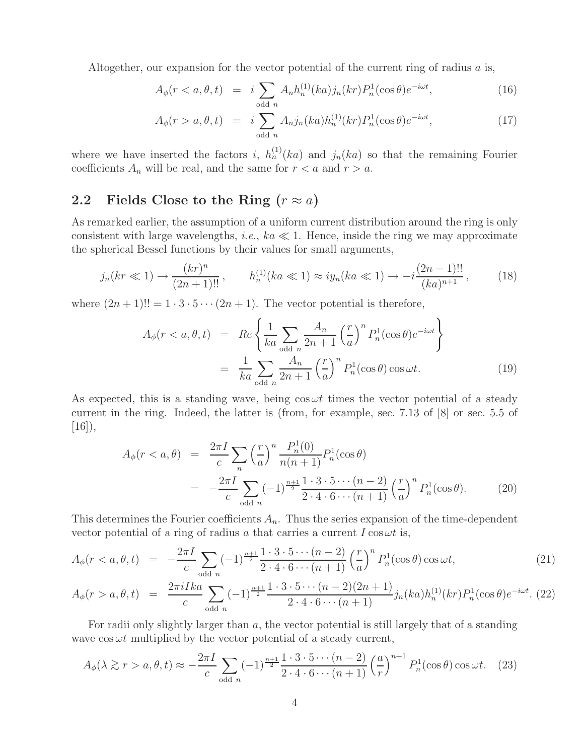Altogether, our expansion for the vector potential of the current ring of radius $a$ is,

$$
\begin{aligned}
A_\phi(r < a, \theta, t) &= i \sum_{\text{odd } n} A_n h_n^{(1)}(ka) j_n(kr) P_n^1(\cos\theta) e^{-i\omega t}, &(16)\\
A_\phi(r > a, \theta, t) &= i \sum_{\text{odd } n} A_n j_n(ka) h_n^{(1)}(kr) P_n^1(\cos\theta) e^{-i\omega t}, &(17)
\end{aligned}
$$

where we have inserted the factors $i$, $h_n^{(1)}(ka)$ and $j_n(ka)$ so that the remaining Fourier coefficients $A_n$ will be real, and the same for $r < a$ and $r > a$.

## 2.2 Fields Close to the Ring ($r \approx a$)

As remarked earlier, the assumption of a uniform current distribution around the ring is only consistent with large wavelengths, *i.e.*, $ka \ll 1$. Hence, inside the ring we may approximate the spherical Bessel functions by their values for small arguments,

$$
j_n(kr \ll 1) \to \frac{(kr)^n}{(2n+1)!!}, \qquad h_n^{(1)}(ka \ll 1) \approx i y_n(ka \ll 1) \to -i \frac{(2n-1)!!}{(ka)^{n+1}}, \tag{18}
$$

where $(2n+1)!! = 1 \cdot 3 \cdot 5 \cdots (2n+1)$. The vector potential is therefore,

$$
\begin{aligned}
A_\phi(r < a, \theta, t) &= Re\left\{ \frac{1}{ka} \sum_{\text{odd } n} \frac{A_n}{2n+1} \left(\frac{r}{a}\right)^n P_n^1(\cos\theta) e^{-i\omega t} \right\} \\
&= \frac{1}{ka} \sum_{\text{odd } n} \frac{A_n}{2n+1} \left(\frac{r}{a}\right)^n P_n^1(\cos\theta) \cos\omega t. &(19)
\end{aligned}
$$

As expected, this is a standing wave, being $\cos\omega t$ times the vector potential of a steady current in the ring. Indeed, the latter is (from, for example, sec. 7.13 of [8] or sec. 5.5 of [16]),

$$
\begin{aligned}
A_\phi(r < a, \theta) &= \frac{2\pi I}{c} \sum_n \left(\frac{r}{a}\right)^n \frac{P_n^1(0)}{n(n+1)} P_n^1(\cos\theta) \\
&= -\frac{2\pi I}{c} \sum_{\text{odd } n} (-1)^{\frac{n+1}{2}} \frac{1 \cdot 3 \cdot 5 \cdots (n-2)}{2 \cdot 4 \cdot 6 \cdots (n+1)} \left(\frac{r}{a}\right)^n P_n^1(\cos\theta). &(20)
\end{aligned}
$$

This determines the Fourier coefficients $A_n$. Thus the series expansion of the time-dependent vector potential of a ring of radius $a$ that carries a current $I \cos\omega t$ is,

$$
\begin{aligned}
A_\phi(r < a, \theta, t) &= -\frac{2\pi I}{c} \sum_{\text{odd } n} (-1)^{\frac{n+1}{2}} \frac{1 \cdot 3 \cdot 5 \cdots (n-2)}{2 \cdot 4 \cdot 6 \cdots (n+1)} \left(\frac{r}{a}\right)^n P_n^1(\cos\theta) \cos\omega t, &(21)\\
A_\phi(r > a, \theta, t) &= \frac{2\pi i I ka}{c} \sum_{\text{odd } n} (-1)^{\frac{n+1}{2}} \frac{1 \cdot 3 \cdot 5 \cdots (n-2)(2n+1)}{2 \cdot 4 \cdot 6 \cdots (n+1)} j_n(ka) h_n^{(1)}(kr) P_n^1(\cos\theta) e^{-i\omega t}. &(22)
\end{aligned}
$$

For radii only slightly larger than $a$, the vector potential is still largely that of a standing wave $\cos\omega t$ multiplied by the vector potential of a steady current,

$$
A_\phi(\lambda \gtrsim r > a, \theta, t) \approx -\frac{2\pi I}{c} \sum_{\text{odd } n} (-1)^{\frac{n+1}{2}} \frac{1 \cdot 3 \cdot 5 \cdots (n-2)}{2 \cdot 4 \cdot 6 \cdots (n+1)} \left(\frac{a}{r}\right)^{n+1} P_n^1(\cos\theta) \cos\omega t. \tag{23}
$$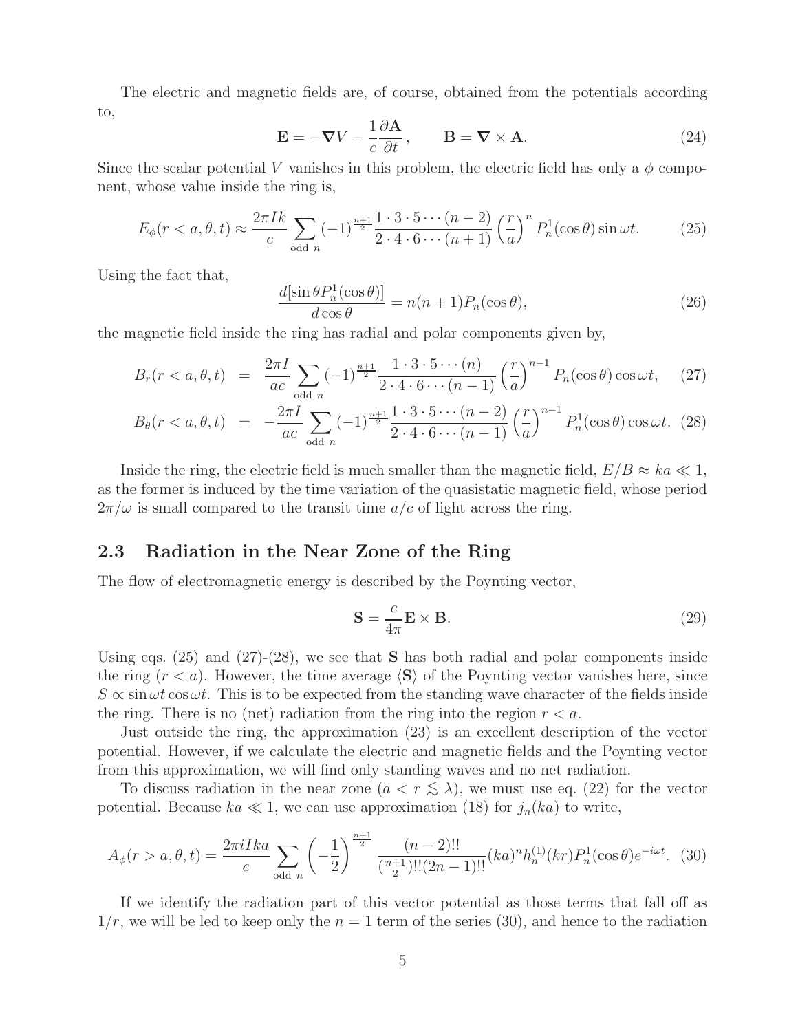The electric and magnetic fields are, of course, obtained from the potentials according to,

$$\mathbf{E} = -\boldsymbol{\nabla} V - \frac{1}{c}\frac{\partial \mathbf{A}}{\partial t}, \qquad \mathbf{B} = \boldsymbol{\nabla} \times \mathbf{A}. \tag{24}$$

Since the scalar potential $V$ vanishes in this problem, the electric field has only a $\phi$ component, whose value inside the ring is,

$$E_\phi(r < a, \theta, t) \approx \frac{2\pi I k}{c} \sum_{\text{odd } n} (-1)^{\frac{n+1}{2}} \frac{1 \cdot 3 \cdot 5 \cdots (n-2)}{2 \cdot 4 \cdot 6 \cdots (n+1)} \left(\frac{r}{a}\right)^n P_n^1(\cos\theta) \sin\omega t. \tag{25}$$

Using the fact that,

$$\frac{d[\sin\theta P_n^1(\cos\theta)]}{d\cos\theta} = n(n+1) P_n(\cos\theta), \tag{26}$$

the magnetic field inside the ring has radial and polar components given by,

$$B_r(r < a, \theta, t) = \frac{2\pi I}{ac} \sum_{\text{odd } n} (-1)^{\frac{n+1}{2}} \frac{1 \cdot 3 \cdot 5 \cdots (n)}{2 \cdot 4 \cdot 6 \cdots (n-1)} \left(\frac{r}{a}\right)^{n-1} P_n(\cos\theta) \cos\omega t, \tag{27}$$

$$B_\theta(r < a, \theta, t) = -\frac{2\pi I}{ac} \sum_{\text{odd } n} (-1)^{\frac{n+1}{2}} \frac{1 \cdot 3 \cdot 5 \cdots (n-2)}{2 \cdot 4 \cdot 6 \cdots (n-1)} \left(\frac{r}{a}\right)^{n-1} P_n^1(\cos\theta) \cos\omega t. \tag{28}$$

Inside the ring, the electric field is much smaller than the magnetic field, $E/B \approx ka \ll 1$, as the former is induced by the time variation of the quasistatic magnetic field, whose period $2\pi/\omega$ is small compared to the transit time $a/c$ of light across the ring.

## 2.3 Radiation in the Near Zone of the Ring

The flow of electromagnetic energy is described by the Poynting vector,

$$\mathbf{S} = \frac{c}{4\pi} \mathbf{E} \times \mathbf{B}. \tag{29}$$

Using eqs. (25) and (27)-(28), we see that $\mathbf{S}$ has both radial and polar components inside the ring ($r < a$). However, the time average $\langle \mathbf{S} \rangle$ of the Poynting vector vanishes here, since $S \propto \sin\omega t \cos\omega t$. This is to be expected from the standing wave character of the fields inside the ring. There is no (net) radiation from the ring into the region $r < a$.

Just outside the ring, the approximation (23) is an excellent description of the vector potential. However, if we calculate the electric and magnetic fields and the Poynting vector from this approximation, we will find only standing waves and no net radiation.

To discuss radiation in the near zone ($a < r \lesssim \lambda$), we must use eq. (22) for the vector potential. Because $ka \ll 1$, we can use approximation (18) for $j_n(ka)$ to write,

$$A_\phi(r > a, \theta, t) = \frac{2\pi i I k a}{c} \sum_{\text{odd } n} \left(-\frac{1}{2}\right)^{\frac{n+1}{2}} \frac{(n-2)!!}{(\frac{n+1}{2})!!(2n-1)!!} (ka)^n h_n^{(1)}(kr) P_n^1(\cos\theta) e^{-i\omega t}. \tag{30}$$

If we identify the radiation part of this vector potential as those terms that fall off as $1/r$, we will be led to keep only the $n = 1$ term of the series (30), and hence to the radiation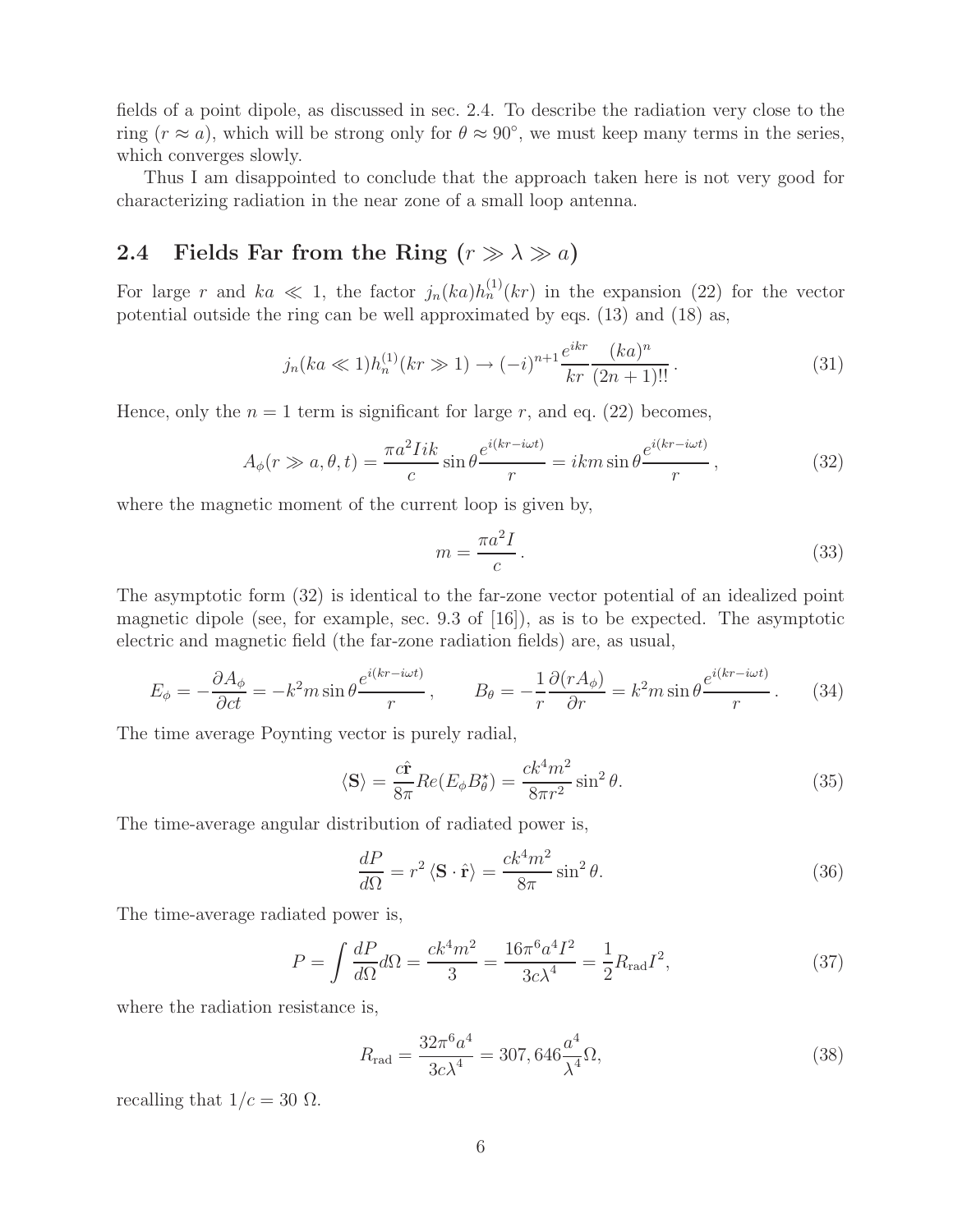fields of a point dipole, as discussed in sec. 2.4. To describe the radiation very close to the ring ($r \approx a$), which will be strong only for $\theta \approx 90^\circ$, we must keep many terms in the series, which converges slowly.

Thus I am disappointed to conclude that the approach taken here is not very good for characterizing radiation in the near zone of a small loop antenna.

## 2.4 Fields Far from the Ring ($r \gg \lambda \gg a$)

For large $r$ and $ka \ll 1$, the factor $j_n(ka)h_n^{(1)}(kr)$ in the expansion (22) for the vector potential outside the ring can be well approximated by eqs. (13) and (18) as,

$$j_n(ka \ll 1)h_n^{(1)}(kr \gg 1) \to (-i)^{n+1}\frac{e^{ikr}}{kr}\frac{(ka)^n}{(2n+1)!!}\,. \tag{31}$$

Hence, only the $n = 1$ term is significant for large $r$, and eq. (22) becomes,

$$A_\phi(r \gg a, \theta, t) = \frac{\pi a^2 I ik}{c}\sin\theta\frac{e^{i(kr-i\omega t)}}{r} = ikm\sin\theta\frac{e^{i(kr-i\omega t)}}{r}\,, \tag{32}$$

where the magnetic moment of the current loop is given by,

$$m = \frac{\pi a^2 I}{c}\,. \tag{33}$$

The asymptotic form (32) is identical to the far-zone vector potential of an idealized point magnetic dipole (see, for example, sec. 9.3 of [16]), as is to be expected. The asymptotic electric and magnetic field (the far-zone radiation fields) are, as usual,

$$E_\phi = -\frac{\partial A_\phi}{\partial ct} = -k^2 m\sin\theta\frac{e^{i(kr-i\omega t)}}{r}\,, \qquad B_\theta = -\frac{1}{r}\frac{\partial(rA_\phi)}{\partial r} = k^2 m\sin\theta\frac{e^{i(kr-i\omega t)}}{r}\,. \tag{34}$$

The time average Poynting vector is purely radial,

$$\langle \mathbf{S}\rangle = \frac{c\hat{\mathbf{r}}}{8\pi}Re(E_\phi B_\theta^\star) = \frac{ck^4m^2}{8\pi r^2}\sin^2\theta. \tag{35}$$

The time-average angular distribution of radiated power is,

$$\frac{dP}{d\Omega} = r^2\langle \mathbf{S}\cdot\hat{\mathbf{r}}\rangle = \frac{ck^4m^2}{8\pi}\sin^2\theta. \tag{36}$$

The time-average radiated power is,

$$P = \int \frac{dP}{d\Omega}d\Omega = \frac{ck^4m^2}{3} = \frac{16\pi^6 a^4 I^2}{3c\lambda^4} = \frac{1}{2}R_{\rm rad}I^2, \tag{37}$$

where the radiation resistance is,

$$R_{\rm rad} = \frac{32\pi^6 a^4}{3c\lambda^4} = 307,646\frac{a^4}{\lambda^4}\Omega, \tag{38}$$

recalling that $1/c = 30\ \Omega$.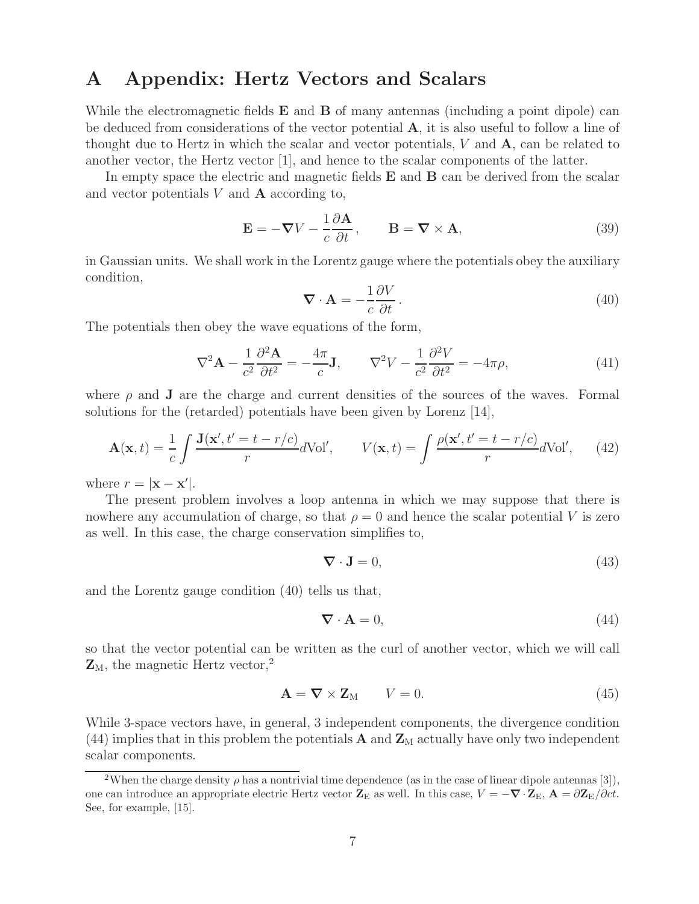# A Appendix: Hertz Vectors and Scalars

While the electromagnetic fields $\mathbf{E}$ and $\mathbf{B}$ of many antennas (including a point dipole) can be deduced from considerations of the vector potential $\mathbf{A}$, it is also useful to follow a line of thought due to Hertz in which the scalar and vector potentials, $V$ and $\mathbf{A}$, can be related to another vector, the Hertz vector [1], and hence to the scalar components of the latter.

In empty space the electric and magnetic fields $\mathbf{E}$ and $\mathbf{B}$ can be derived from the scalar and vector potentials $V$ and $\mathbf{A}$ according to,

$$\mathbf{E} = -\boldsymbol{\nabla} V - \frac{1}{c}\frac{\partial \mathbf{A}}{\partial t}\,, \qquad \mathbf{B} = \boldsymbol{\nabla} \times \mathbf{A}, \tag{39}$$

in Gaussian units. We shall work in the Lorentz gauge where the potentials obey the auxiliary condition,

$$\boldsymbol{\nabla} \cdot \mathbf{A} = -\frac{1}{c}\frac{\partial V}{\partial t}\,. \tag{40}$$

The potentials then obey the wave equations of the form,

$$\nabla^2 \mathbf{A} - \frac{1}{c^2}\frac{\partial^2 \mathbf{A}}{\partial t^2} = -\frac{4\pi}{c}\mathbf{J}, \qquad \nabla^2 V - \frac{1}{c^2}\frac{\partial^2 V}{\partial t^2} = -4\pi\rho, \tag{41}$$

where $\rho$ and $\mathbf{J}$ are the charge and current densities of the sources of the waves. Formal solutions for the (retarded) potentials have been given by Lorenz [14],

$$\mathbf{A}(\mathbf{x}, t) = \frac{1}{c}\int \frac{\mathbf{J}(\mathbf{x}', t' = t - r/c)}{r} d\mathrm{Vol}', \qquad V(\mathbf{x}, t) = \int \frac{\rho(\mathbf{x}', t' = t - r/c)}{r} d\mathrm{Vol}', \tag{42}$$

where $r = |\mathbf{x} - \mathbf{x}'|$.

The present problem involves a loop antenna in which we may suppose that there is nowhere any accumulation of charge, so that $\rho = 0$ and hence the scalar potential $V$ is zero as well. In this case, the charge conservation simplifies to,

$$\boldsymbol{\nabla} \cdot \mathbf{J} = 0, \tag{43}$$

and the Lorentz gauge condition (40) tells us that,

$$\boldsymbol{\nabla} \cdot \mathbf{A} = 0, \tag{44}$$

so that the vector potential can be written as the curl of another vector, which we will call $\mathbf{Z}_{\mathrm{M}}$, the magnetic Hertz vector,[2]

$$\mathbf{A} = \boldsymbol{\nabla} \times \mathbf{Z}_{\mathrm{M}} \qquad V = 0. \tag{45}$$

While 3-space vectors have, in general, 3 independent components, the divergence condition (44) implies that in this problem the potentials $\mathbf{A}$ and $\mathbf{Z}_{\mathrm{M}}$ actually have only two independent scalar components.

[2] When the charge density $\rho$ has a nontrivial time dependence (as in the case of linear dipole antennas [3]), one can introduce an appropriate electric Hertz vector $\mathbf{Z}_{\mathrm{E}}$ as well. In this case, $V = -\boldsymbol{\nabla} \cdot \mathbf{Z}_{\mathrm{E}}$, $\mathbf{A} = \partial \mathbf{Z}_{\mathrm{E}}/\partial ct$. See, for example, [15].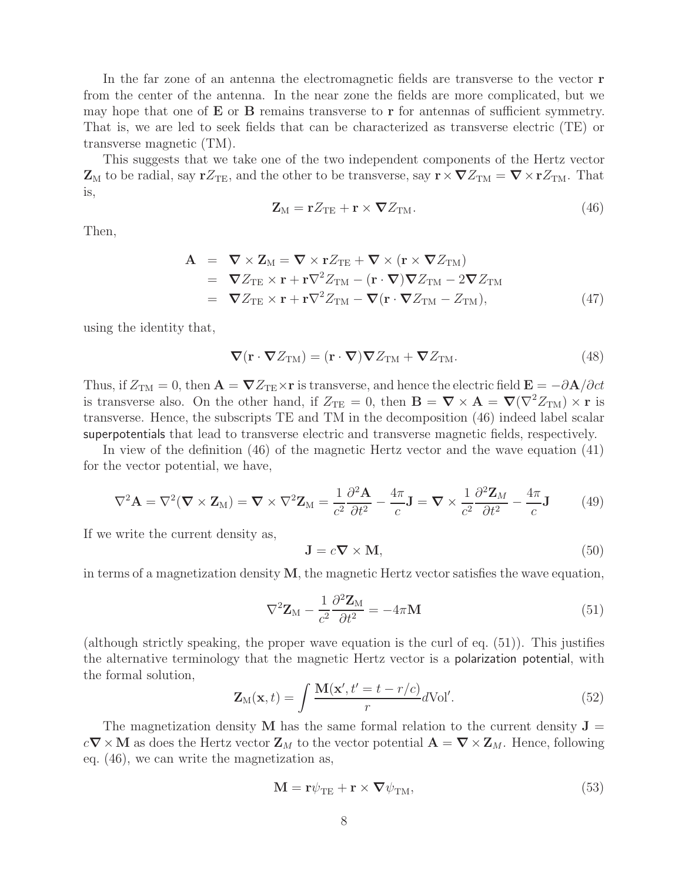In the far zone of an antenna the electromagnetic fields are transverse to the vector $\mathbf{r}$ from the center of the antenna. In the near zone the fields are more complicated, but we may hope that one of $\mathbf{E}$ or $\mathbf{B}$ remains transverse to $\mathbf{r}$ for antennas of sufficient symmetry. That is, we are led to seek fields that can be characterized as transverse electric (TE) or transverse magnetic (TM).

This suggests that we take one of the two independent components of the Hertz vector $\mathbf{Z}_{\rm M}$ to be radial, say $\mathbf{r}Z_{\rm TE}$, and the other to be transverse, say $\mathbf{r}\times\boldsymbol{\nabla}Z_{\rm TM} = \boldsymbol{\nabla}\times\mathbf{r}Z_{\rm TM}$. That is,

$$
\mathbf{Z}_{\rm M} = \mathbf{r}Z_{\rm TE} + \mathbf{r}\times\boldsymbol{\nabla}Z_{\rm TM}. \tag{46}
$$

Then,

$$
\begin{aligned}
\mathbf{A} &= \boldsymbol{\nabla}\times\mathbf{Z}_{\rm M} = \boldsymbol{\nabla}\times\mathbf{r}Z_{\rm TE} + \boldsymbol{\nabla}\times(\mathbf{r}\times\boldsymbol{\nabla}Z_{\rm TM}) \\
&= \boldsymbol{\nabla}Z_{\rm TE}\times\mathbf{r} + \mathbf{r}\nabla^2 Z_{\rm TM} - (\mathbf{r}\cdot\boldsymbol{\nabla})\boldsymbol{\nabla}Z_{\rm TM} - 2\boldsymbol{\nabla}Z_{\rm TM} \\
&= \boldsymbol{\nabla}Z_{\rm TE}\times\mathbf{r} + \mathbf{r}\nabla^2 Z_{\rm TM} - \boldsymbol{\nabla}(\mathbf{r}\cdot\boldsymbol{\nabla}Z_{\rm TM} - Z_{\rm TM}),
\end{aligned} \tag{47}
$$

using the identity that,

$$
\boldsymbol{\nabla}(\mathbf{r}\cdot\boldsymbol{\nabla}Z_{\rm TM}) = (\mathbf{r}\cdot\boldsymbol{\nabla})\boldsymbol{\nabla}Z_{\rm TM} + \boldsymbol{\nabla}Z_{\rm TM}. \tag{48}
$$

Thus, if $Z_{\rm TM} = 0$, then $\mathbf{A} = \boldsymbol{\nabla}Z_{\rm TE}\times\mathbf{r}$ is transverse, and hence the electric field $\mathbf{E} = -\partial\mathbf{A}/\partial ct$ is transverse also. On the other hand, if $Z_{\rm TE} = 0$, then $\mathbf{B} = \boldsymbol{\nabla}\times\mathbf{A} = \boldsymbol{\nabla}(\nabla^2 Z_{\rm TM})\times\mathbf{r}$ is transverse. Hence, the subscripts TE and TM in the decomposition (46) indeed label scalar superpotentials that lead to transverse electric and transverse magnetic fields, respectively.

In view of the definition (46) of the magnetic Hertz vector and the wave equation (41) for the vector potential, we have,

$$
\nabla^2\mathbf{A} = \nabla^2(\boldsymbol{\nabla}\times\mathbf{Z}_{\rm M}) = \boldsymbol{\nabla}\times\nabla^2\mathbf{Z}_{\rm M} = \frac{1}{c^2}\frac{\partial^2\mathbf{A}}{\partial t^2} - \frac{4\pi}{c}\mathbf{J} = \boldsymbol{\nabla}\times\frac{1}{c^2}\frac{\partial^2\mathbf{Z}_M}{\partial t^2} - \frac{4\pi}{c}\mathbf{J} \tag{49}
$$

If we write the current density as,

$$
\mathbf{J} = c\boldsymbol{\nabla}\times\mathbf{M}, \tag{50}
$$

in terms of a magnetization density $\mathbf{M}$, the magnetic Hertz vector satisfies the wave equation,

$$
\nabla^2\mathbf{Z}_{\rm M} - \frac{1}{c^2}\frac{\partial^2\mathbf{Z}_{\rm M}}{\partial t^2} = -4\pi\mathbf{M} \tag{51}
$$

(although strictly speaking, the proper wave equation is the curl of eq. (51)). This justifies the alternative terminology that the magnetic Hertz vector is a polarization potential, with the formal solution,

$$
\mathbf{Z}_{\rm M}(\mathbf{x},t) = \int\frac{\mathbf{M}(\mathbf{x}', t' = t - r/c)}{r}d{\rm Vol}'. \tag{52}
$$

The magnetization density $\mathbf{M}$ has the same formal relation to the current density $\mathbf{J} = c\boldsymbol{\nabla}\times\mathbf{M}$ as does the Hertz vector $\mathbf{Z}_M$ to the vector potential $\mathbf{A} = \boldsymbol{\nabla}\times\mathbf{Z}_M$. Hence, following eq. (46), we can write the magnetization as,

$$
\mathbf{M} = \mathbf{r}\psi_{\rm TE} + \mathbf{r}\times\boldsymbol{\nabla}\psi_{\rm TM}, \tag{53}
$$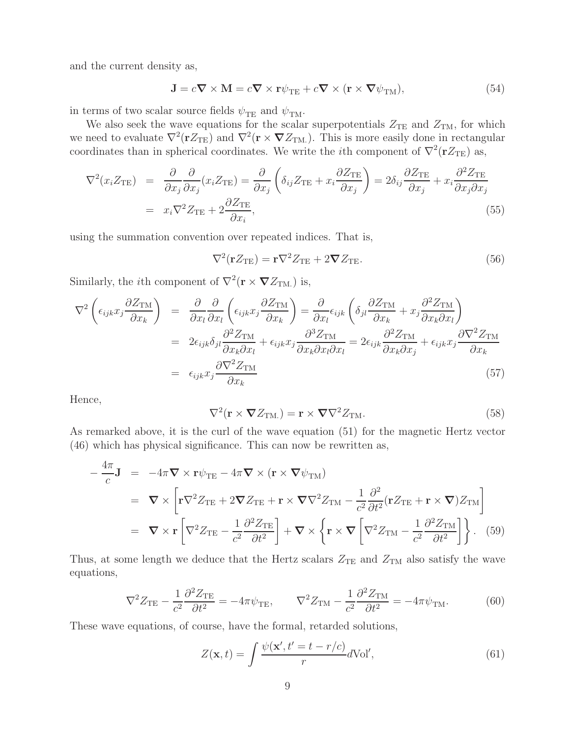and the current density as,

$$\mathbf{J} = c\boldsymbol{\nabla} \times \mathbf{M} = c\boldsymbol{\nabla} \times \mathbf{r}\psi_{\rm TE} + c\boldsymbol{\nabla} \times (\mathbf{r} \times \boldsymbol{\nabla}\psi_{\rm TM}), \tag{54}$$

in terms of two scalar source fields $\psi_{\rm TE}$ and $\psi_{\rm TM}$.

We also seek the wave equations for the scalar superpotentials $Z_{\rm TE}$ and $Z_{\rm TM}$, for which we need to evaluate $\nabla^2(\mathbf{r}Z_{\rm TE})$ and $\nabla^2(\mathbf{r} \times \boldsymbol{\nabla} Z_{\rm TM.})$. This is more easily done in rectangular coordinates than in spherical coordinates. We write the $i$th component of $\nabla^2(\mathbf{r}Z_{\rm TE})$ as,

$$\begin{aligned}
\nabla^2(x_i Z_{\rm TE}) &= \frac{\partial}{\partial x_j}\frac{\partial}{\partial x_j}(x_i Z_{\rm TE}) = \frac{\partial}{\partial x_j}\left(\delta_{ij} Z_{\rm TE} + x_i \frac{\partial Z_{\rm TE}}{\partial x_j}\right) = 2\delta_{ij}\frac{\partial Z_{\rm TE}}{\partial x_j} + x_i \frac{\partial^2 Z_{\rm TE}}{\partial x_j \partial x_j} \\
&= x_i \nabla^2 Z_{\rm TE} + 2\frac{\partial Z_{\rm TE}}{\partial x_i},
\end{aligned} \tag{55}$$

using the summation convention over repeated indices. That is,

$$\nabla^2(\mathbf{r}Z_{\rm TE}) = \mathbf{r}\nabla^2 Z_{\rm TE} + 2\boldsymbol{\nabla} Z_{\rm TE}. \tag{56}$$

Similarly, the $i$th component of $\nabla^2(\mathbf{r} \times \boldsymbol{\nabla} Z_{\rm TM.})$ is,

$$\begin{aligned}
\nabla^2\left(\epsilon_{ijk} x_j \frac{\partial Z_{\rm TM}}{\partial x_k}\right) &= \frac{\partial}{\partial x_l}\frac{\partial}{\partial x_l}\left(\epsilon_{ijk} x_j \frac{\partial Z_{\rm TM}}{\partial x_k}\right) = \frac{\partial}{\partial x_l}\epsilon_{ijk}\left(\delta_{jl}\frac{\partial Z_{\rm TM}}{\partial x_k} + x_j \frac{\partial^2 Z_{\rm TM}}{\partial x_k \partial x_l}\right) \\
&= 2\epsilon_{ijk}\delta_{jl}\frac{\partial^2 Z_{\rm TM}}{\partial x_k \partial x_l} + \epsilon_{ijk} x_j \frac{\partial^3 Z_{\rm TM}}{\partial x_k \partial x_l \partial x_l} = 2\epsilon_{ijk}\frac{\partial^2 Z_{\rm TM}}{\partial x_k \partial x_j} + \epsilon_{ijk} x_j \frac{\partial \nabla^2 Z_{\rm TM}}{\partial x_k} \\
&= \epsilon_{ijk} x_j \frac{\partial \nabla^2 Z_{\rm TM}}{\partial x_k}
\end{aligned} \tag{57}$$

Hence,

$$\nabla^2(\mathbf{r} \times \boldsymbol{\nabla} Z_{\rm TM.}) = \mathbf{r} \times \boldsymbol{\nabla}\nabla^2 Z_{\rm TM}. \tag{58}$$

As remarked above, it is the curl of the wave equation (51) for the magnetic Hertz vector (46) which has physical significance. This can now be rewritten as,

$$\begin{aligned}
-\frac{4\pi}{c}\mathbf{J} &= -4\pi\boldsymbol{\nabla} \times \mathbf{r}\psi_{\rm TE} - 4\pi\boldsymbol{\nabla} \times (\mathbf{r} \times \boldsymbol{\nabla}\psi_{\rm TM}) \\
&= \boldsymbol{\nabla} \times \left[\mathbf{r}\nabla^2 Z_{\rm TE} + 2\boldsymbol{\nabla} Z_{\rm TE} + \mathbf{r} \times \boldsymbol{\nabla}\nabla^2 Z_{\rm TM} - \frac{1}{c^2}\frac{\partial^2}{\partial t^2}(\mathbf{r}Z_{\rm TE} + \mathbf{r} \times \boldsymbol{\nabla})Z_{\rm TM}\right] \\
&= \boldsymbol{\nabla} \times \mathbf{r}\left[\nabla^2 Z_{\rm TE} - \frac{1}{c^2}\frac{\partial^2 Z_{\rm TE}}{\partial t^2}\right] + \boldsymbol{\nabla} \times \left\{\mathbf{r} \times \boldsymbol{\nabla}\left[\nabla^2 Z_{\rm TM} - \frac{1}{c^2}\frac{\partial^2 Z_{\rm TM}}{\partial t^2}\right]\right\}.
\end{aligned} \tag{59}$$

Thus, at some length we deduce that the Hertz scalars $Z_{\rm TE}$ and $Z_{\rm TM}$ also satisfy the wave equations,

$$\nabla^2 Z_{\rm TE} - \frac{1}{c^2}\frac{\partial^2 Z_{\rm TE}}{\partial t^2} = -4\pi\psi_{\rm TE}, \qquad \nabla^2 Z_{\rm TM} - \frac{1}{c^2}\frac{\partial^2 Z_{\rm TM}}{\partial t^2} = -4\pi\psi_{\rm TM}. \tag{60}$$

These wave equations, of course, have the formal, retarded solutions,

$$Z(\mathbf{x}, t) = \int \frac{\psi(\mathbf{x}', t' = t - r/c)}{r} d\text{Vol}', \tag{61}$$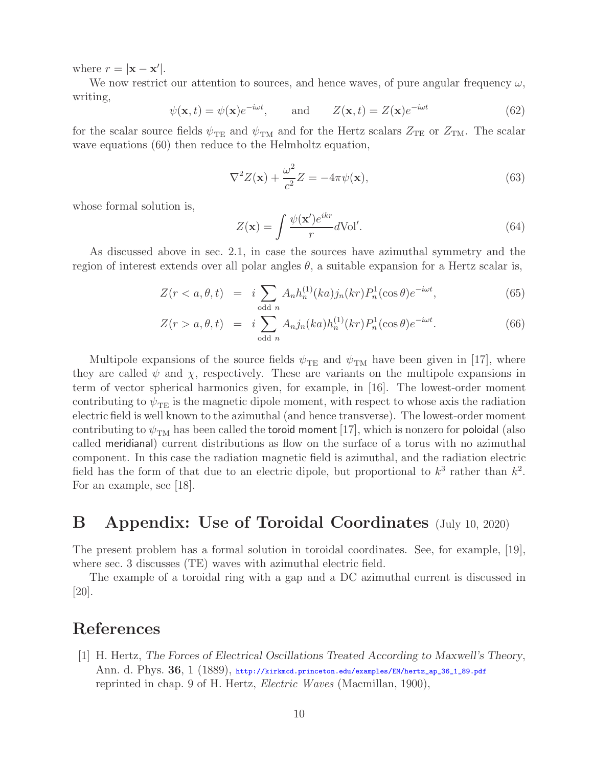where $r = |\mathbf{x} - \mathbf{x}'|$.

We now restrict our attention to sources, and hence waves, of pure angular frequency $\omega$, writing,

$$\psi(\mathbf{x}, t) = \psi(\mathbf{x})e^{-i\omega t}, \qquad \text{and} \qquad Z(\mathbf{x}, t) = Z(\mathbf{x})e^{-i\omega t} \tag{62}$$

for the scalar source fields $\psi_{\rm TE}$ and $\psi_{\rm TM}$ and for the Hertz scalars $Z_{\rm TE}$ or $Z_{\rm TM}$. The scalar wave equations (60) then reduce to the Helmholtz equation,

$$\nabla^2 Z(\mathbf{x}) + \frac{\omega^2}{c^2} Z = -4\pi\psi(\mathbf{x}), \tag{63}$$

whose formal solution is,

$$Z(\mathbf{x}) = \int \frac{\psi(\mathbf{x}')e^{ikr}}{r} d\text{Vol}'. \tag{64}$$

As discussed above in sec. 2.1, in case the sources have azimuthal symmetry and the region of interest extends over all polar angles $\theta$, a suitable expansion for a Hertz scalar is,

$$Z(r < a, \theta, t) = i \sum_{\text{odd } n} A_n h_n^{(1)}(ka) j_n(kr) P_n^1(\cos\theta) e^{-i\omega t}, \tag{65}$$

$$Z(r > a, \theta, t) = i \sum_{\text{odd } n} A_n j_n(ka) h_n^{(1)}(kr) P_n^1(\cos\theta) e^{-i\omega t}. \tag{66}$$

Multipole expansions of the source fields $\psi_{\rm TE}$ and $\psi_{\rm TM}$ have been given in [17], where they are called $\psi$ and $\chi$, respectively. These are variants on the multipole expansions in term of vector spherical harmonics given, for example, in [16]. The lowest-order moment contributing to $\psi_{\rm TE}$ is the magnetic dipole moment, with respect to whose axis the radiation electric field is well known to the azimuthal (and hence transverse). The lowest-order moment contributing to $\psi_{\rm TM}$ has been called the toroid moment [17], which is nonzero for poloidal (also called meridianal) current distributions as flow on the surface of a torus with no azimuthal component. In this case the radiation magnetic field is azimuthal, and the radiation electric field has the form of that due to an electric dipole, but proportional to $k^3$ rather than $k^2$. For an example, see [18].

# B Appendix: Use of Toroidal Coordinates (July 10, 2020)

The present problem has a formal solution in toroidal coordinates. See, for example, [19], where sec. 3 discusses (TE) waves with azimuthal electric field.

The example of a toroidal ring with a gap and a DC azimuthal current is discussed in [20].

# References

[1] H. Hertz, *The Forces of Electrical Oscillations Treated According to Maxwell's Theory*, Ann. d. Phys. **36**, 1 (1889), http://kirkmcd.princeton.edu/examples/EM/hertz_ap_36_1_89.pdf reprinted in chap. 9 of H. Hertz, *Electric Waves* (Macmillan, 1900),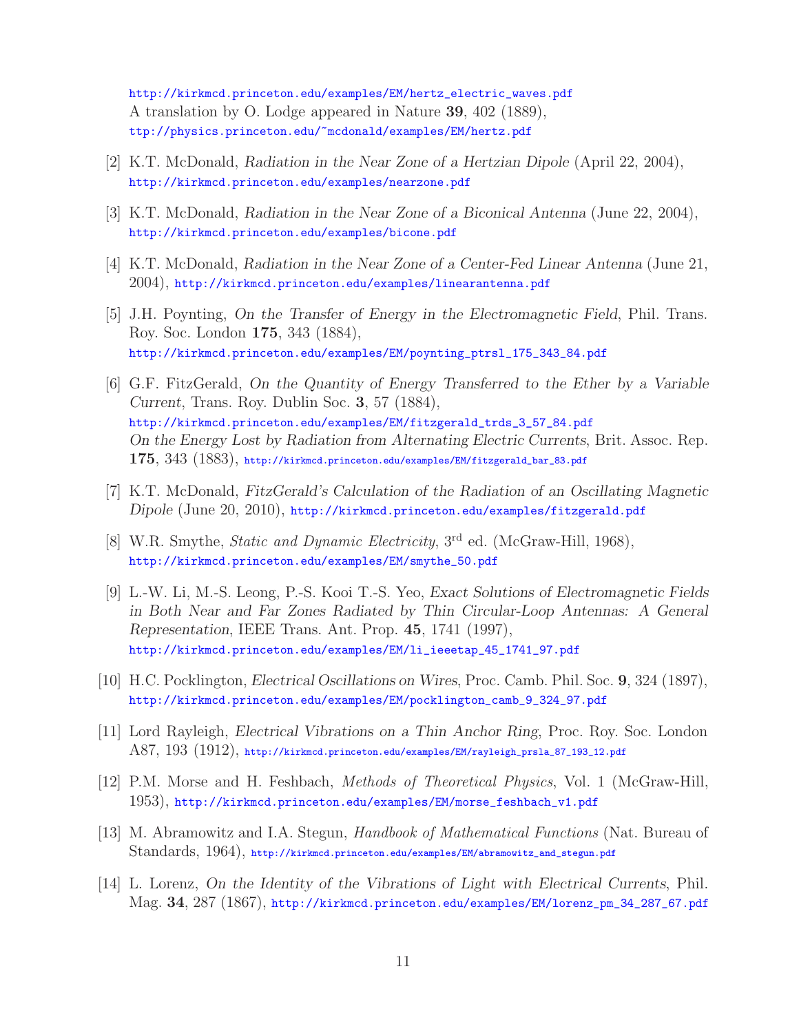http://kirkmcd.princeton.edu/examples/EM/hertz_electric_waves.pdf
A translation by O. Lodge appeared in Nature **39**, 402 (1889),
ttp://physics.princeton.edu/~mcdonald/examples/EM/hertz.pdf

[2] K.T. McDonald, *Radiation in the Near Zone of a Hertzian Dipole* (April 22, 2004), http://kirkmcd.princeton.edu/examples/nearzone.pdf

[3] K.T. McDonald, *Radiation in the Near Zone of a Biconical Antenna* (June 22, 2004), http://kirkmcd.princeton.edu/examples/bicone.pdf

[4] K.T. McDonald, *Radiation in the Near Zone of a Center-Fed Linear Antenna* (June 21, 2004), http://kirkmcd.princeton.edu/examples/linearantenna.pdf

[5] J.H. Poynting, *On the Transfer of Energy in the Electromagnetic Field*, Phil. Trans. Roy. Soc. London **175**, 343 (1884), http://kirkmcd.princeton.edu/examples/EM/poynting_ptrsl_175_343_84.pdf

[6] G.F. FitzGerald, *On the Quantity of Energy Transferred to the Ether by a Variable Current*, Trans. Roy. Dublin Soc. **3**, 57 (1884), http://kirkmcd.princeton.edu/examples/EM/fitzgerald_trds_3_57_84.pdf
*On the Energy Lost by Radiation from Alternating Electric Currents*, Brit. Assoc. Rep. **175**, 343 (1883), http://kirkmcd.princeton.edu/examples/EM/fitzgerald_bar_83.pdf

[7] K.T. McDonald, *FitzGerald's Calculation of the Radiation of an Oscillating Magnetic Dipole* (June 20, 2010), http://kirkmcd.princeton.edu/examples/fitzgerald.pdf

[8] W.R. Smythe, *Static and Dynamic Electricity*, 3rd ed. (McGraw-Hill, 1968), http://kirkmcd.princeton.edu/examples/EM/smythe_50.pdf

[9] L.-W. Li, M.-S. Leong, P.-S. Kooi T.-S. Yeo, *Exact Solutions of Electromagnetic Fields in Both Near and Far Zones Radiated by Thin Circular-Loop Antennas: A General Representation*, IEEE Trans. Ant. Prop. **45**, 1741 (1997), http://kirkmcd.princeton.edu/examples/EM/li_ieeetap_45_1741_97.pdf

[10] H.C. Pocklington, *Electrical Oscillations on Wires*, Proc. Camb. Phil. Soc. **9**, 324 (1897), http://kirkmcd.princeton.edu/examples/EM/pocklington_camb_9_324_97.pdf

[11] Lord Rayleigh, *Electrical Vibrations on a Thin Anchor Ring*, Proc. Roy. Soc. London A87, 193 (1912), http://kirkmcd.princeton.edu/examples/EM/rayleigh_prsla_87_193_12.pdf

[12] P.M. Morse and H. Feshbach, *Methods of Theoretical Physics*, Vol. 1 (McGraw-Hill, 1953), http://kirkmcd.princeton.edu/examples/EM/morse_feshbach_v1.pdf

[13] M. Abramowitz and I.A. Stegun, *Handbook of Mathematical Functions* (Nat. Bureau of Standards, 1964), http://kirkmcd.princeton.edu/examples/EM/abramowitz_and_stegun.pdf

[14] L. Lorenz, *On the Identity of the Vibrations of Light with Electrical Currents*, Phil. Mag. **34**, 287 (1867), http://kirkmcd.princeton.edu/examples/EM/lorenz_pm_34_287_67.pdf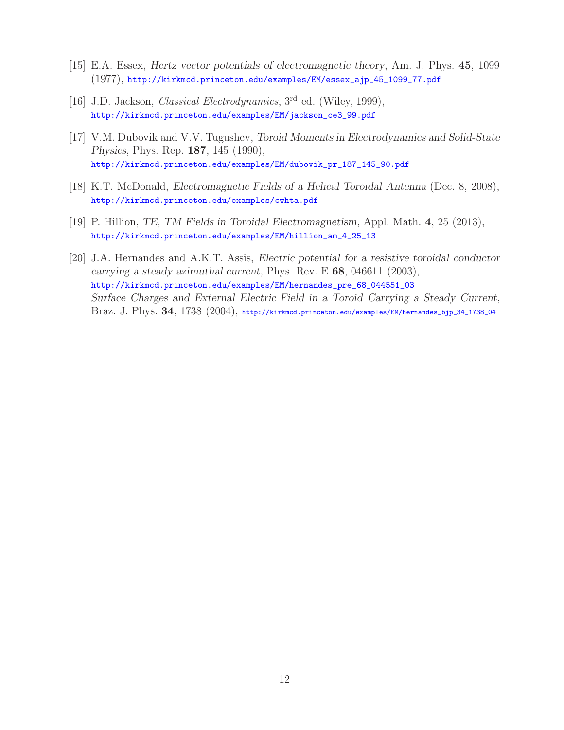[15] E.A. Essex, *Hertz vector potentials of electromagnetic theory*, Am. J. Phys. **45**, 1099 (1977), http://kirkmcd.princeton.edu/examples/EM/essex_ajp_45_1099_77.pdf

[16] J.D. Jackson, *Classical Electrodynamics*, 3rd ed. (Wiley, 1999), http://kirkmcd.princeton.edu/examples/EM/jackson_ce3_99.pdf

[17] V.M. Dubovik and V.V. Tugushev, *Toroid Moments in Electrodynamics and Solid-State Physics*, Phys. Rep. **187**, 145 (1990), http://kirkmcd.princeton.edu/examples/EM/dubovik_pr_187_145_90.pdf

[18] K.T. McDonald, *Electromagnetic Fields of a Helical Toroidal Antenna* (Dec. 8, 2008), http://kirkmcd.princeton.edu/examples/cwhta.pdf

[19] P. Hillion, *TE, TM Fields in Toroidal Electromagnetism*, Appl. Math. **4**, 25 (2013), http://kirkmcd.princeton.edu/examples/EM/hillion_am_4_25_13

[20] J.A. Hernandes and A.K.T. Assis, *Electric potential for a resistive toroidal conductor carrying a steady azimuthal current*, Phys. Rev. E **68**, 046611 (2003), http://kirkmcd.princeton.edu/examples/EM/hernandes_pre_68_044551_03
*Surface Charges and External Electric Field in a Toroid Carrying a Steady Current*, Braz. J. Phys. **34**, 1738 (2004), http://kirkmcd.princeton.edu/examples/EM/hernandes_bjp_34_1738_04